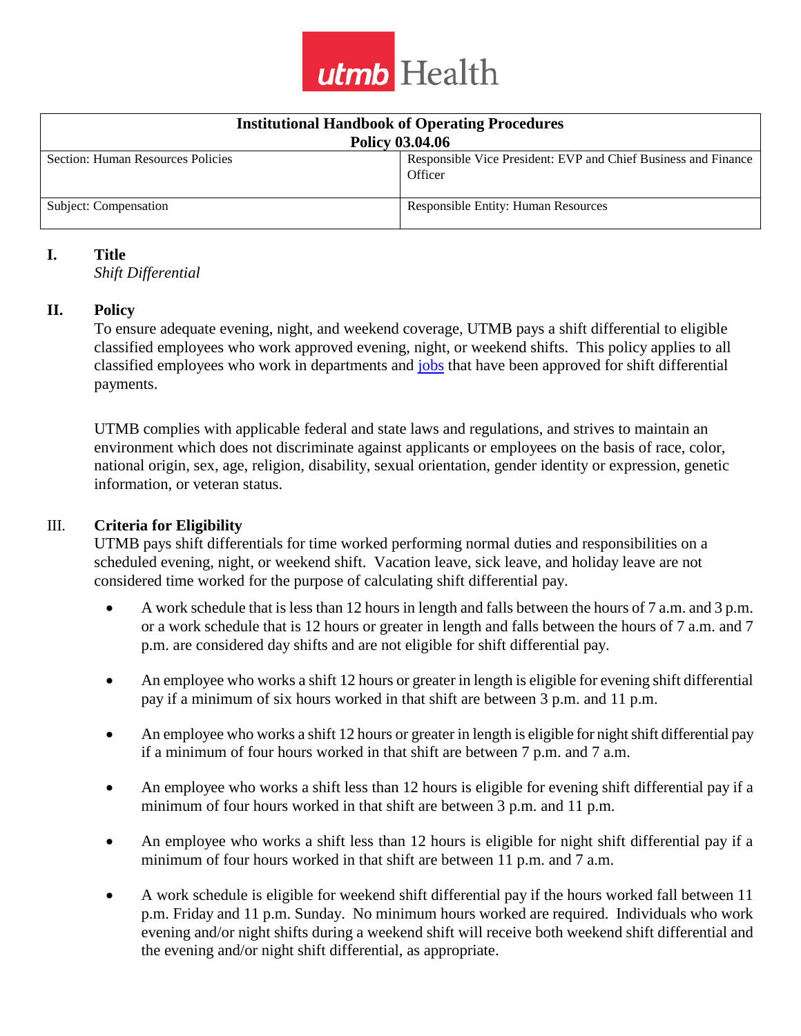utmb Health

| Institutional Handbook of Operating Procedures Policy 03.04.06 | |
|---|---|
| Section: Human Resources Policies | Responsible Vice President: EVP and Chief Business and Finance Officer |
| Subject: Compensation | Responsible Entity: Human Resources |

## I. Title

*Shift Differential*

## II. Policy

To ensure adequate evening, night, and weekend coverage, UTMB pays a shift differential to eligible classified employees who work approved evening, night, or weekend shifts. This policy applies to all classified employees who work in departments and jobs that have been approved for shift differential payments.

UTMB complies with applicable federal and state laws and regulations, and strives to maintain an environment which does not discriminate against applicants or employees on the basis of race, color, national origin, sex, age, religion, disability, sexual orientation, gender identity or expression, genetic information, or veteran status.

## III. Criteria for Eligibility

UTMB pays shift differentials for time worked performing normal duties and responsibilities on a scheduled evening, night, or weekend shift. Vacation leave, sick leave, and holiday leave are not considered time worked for the purpose of calculating shift differential pay.

- A work schedule that is less than 12 hours in length and falls between the hours of 7 a.m. and 3 p.m. or a work schedule that is 12 hours or greater in length and falls between the hours of 7 a.m. and 7 p.m. are considered day shifts and are not eligible for shift differential pay.

- An employee who works a shift 12 hours or greater in length is eligible for evening shift differential pay if a minimum of six hours worked in that shift are between 3 p.m. and 11 p.m.

- An employee who works a shift 12 hours or greater in length is eligible for night shift differential pay if a minimum of four hours worked in that shift are between 7 p.m. and 7 a.m.

- An employee who works a shift less than 12 hours is eligible for evening shift differential pay if a minimum of four hours worked in that shift are between 3 p.m. and 11 p.m.

- An employee who works a shift less than 12 hours is eligible for night shift differential pay if a minimum of four hours worked in that shift are between 11 p.m. and 7 a.m.

- A work schedule is eligible for weekend shift differential pay if the hours worked fall between 11 p.m. Friday and 11 p.m. Sunday. No minimum hours worked are required. Individuals who work evening and/or night shifts during a weekend shift will receive both weekend shift differential and the evening and/or night shift differential, as appropriate.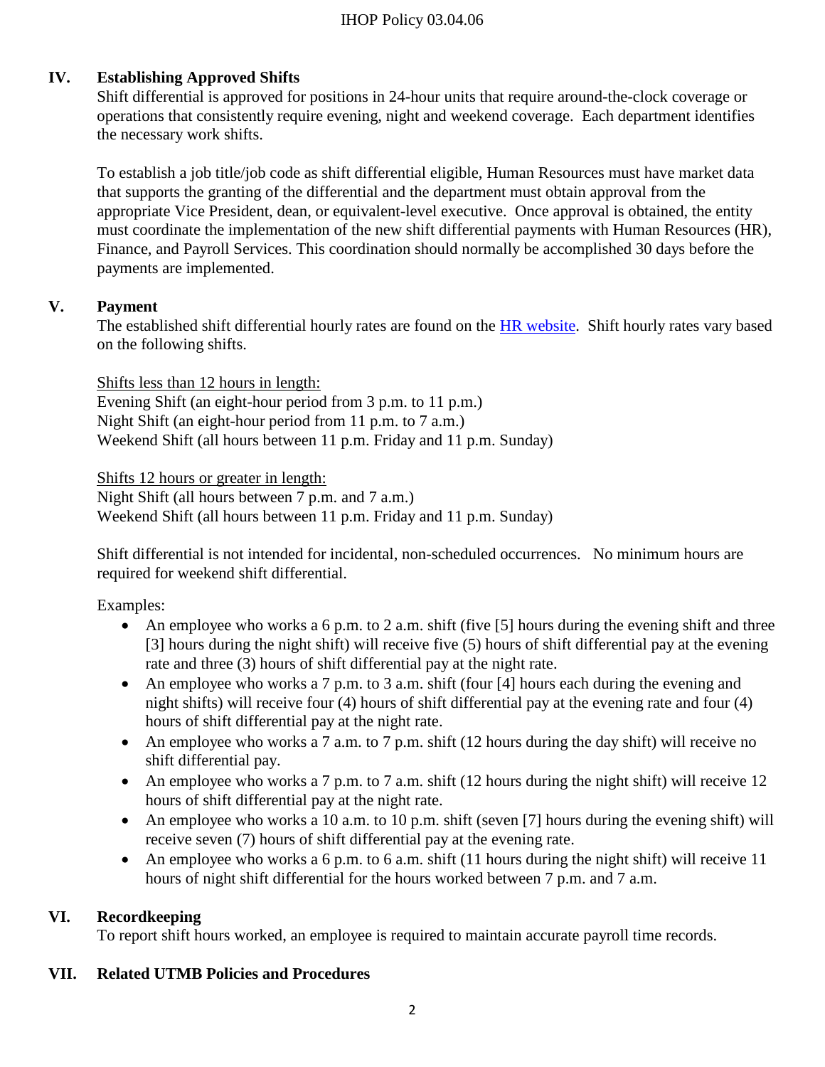## IV. Establishing Approved Shifts

Shift differential is approved for positions in 24-hour units that require around-the-clock coverage or operations that consistently require evening, night and weekend coverage. Each department identifies the necessary work shifts.

To establish a job title/job code as shift differential eligible, Human Resources must have market data that supports the granting of the differential and the department must obtain approval from the appropriate Vice President, dean, or equivalent-level executive. Once approval is obtained, the entity must coordinate the implementation of the new shift differential payments with Human Resources (HR), Finance, and Payroll Services. This coordination should normally be accomplished 30 days before the payments are implemented.

## V. Payment

The established shift differential hourly rates are found on the HR website. Shift hourly rates vary based on the following shifts.

Shifts less than 12 hours in length:
Evening Shift (an eight-hour period from 3 p.m. to 11 p.m.)
Night Shift (an eight-hour period from 11 p.m. to 7 a.m.)
Weekend Shift (all hours between 11 p.m. Friday and 11 p.m. Sunday)

Shifts 12 hours or greater in length:
Night Shift (all hours between 7 p.m. and 7 a.m.)
Weekend Shift (all hours between 11 p.m. Friday and 11 p.m. Sunday)

Shift differential is not intended for incidental, non-scheduled occurrences. No minimum hours are required for weekend shift differential.

Examples:

- An employee who works a 6 p.m. to 2 a.m. shift (five [5] hours during the evening shift and three [3] hours during the night shift) will receive five (5) hours of shift differential pay at the evening rate and three (3) hours of shift differential pay at the night rate.
- An employee who works a 7 p.m. to 3 a.m. shift (four [4] hours each during the evening and night shifts) will receive four (4) hours of shift differential pay at the evening rate and four (4) hours of shift differential pay at the night rate.
- An employee who works a 7 a.m. to 7 p.m. shift (12 hours during the day shift) will receive no shift differential pay.
- An employee who works a 7 p.m. to 7 a.m. shift (12 hours during the night shift) will receive 12 hours of shift differential pay at the night rate.
- An employee who works a 10 a.m. to 10 p.m. shift (seven [7] hours during the evening shift) will receive seven (7) hours of shift differential pay at the evening rate.
- An employee who works a 6 p.m. to 6 a.m. shift (11 hours during the night shift) will receive 11 hours of night shift differential for the hours worked between 7 p.m. and 7 a.m.

## VI. Recordkeeping

To report shift hours worked, an employee is required to maintain accurate payroll time records.

## VII. Related UTMB Policies and Procedures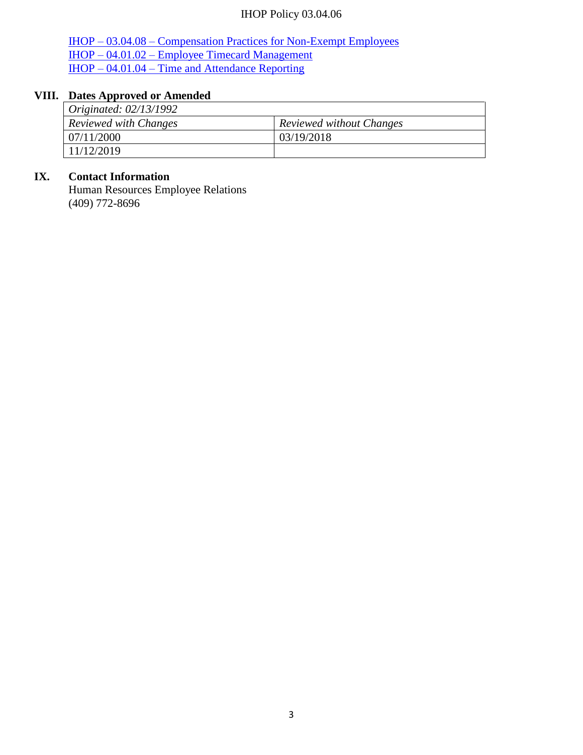[IHOP – 03.04.08 – Compensation Practices for Non-Exempt Employees]
[IHOP – 04.01.02 – Employee Timecard Management]
[IHOP – 04.01.04 – Time and Attendance Reporting]

## VIII. Dates Approved or Amended

| *Originated: 02/13/1992* | |
|---|---|
| *Reviewed with Changes* | *Reviewed without Changes* |
| 07/11/2000 | 03/19/2018 |
| 11/12/2019 | |

## IX. Contact Information

Human Resources Employee Relations
(409) 772-8696